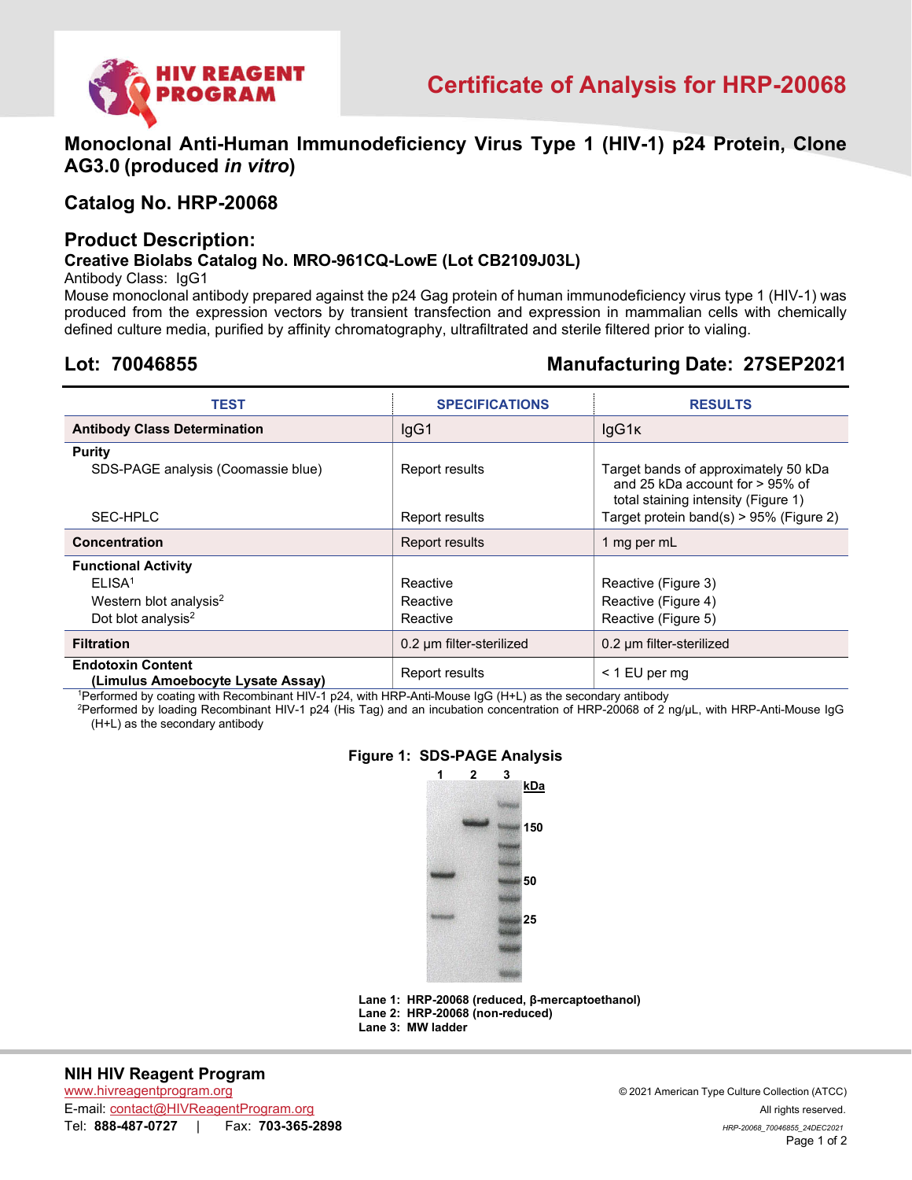# Certificate of Analysis for HRP-20068

## Monoclonal Anti-Human Immunodeficiency Virus Type 1 (HIV-1) p24 Protein, Clone AG3.0 (produced *in vitro*)

## Catalog No. HRP-20068

## Product Description:

### Creative Biolabs Catalog No. MRO-961CQ-LowE (Lot CB2109J03L)

Antibody Class: IgG1

Mouse monoclonal antibody prepared against the p24 Gag protein of human immunodeficiency virus type 1 (HIV-1) was produced from the expression vectors by transient transfection and expression in mammalian cells with chemically defined culture media, purified by affinity chromatography, ultrafiltrated and sterile filtered prior to vialing.

## Lot: 70046855 — Manufacturing Date: 27SEP2021

| TEST | SPECIFICATIONS | RESULTS |
|---|---|---|
| **Antibody Class Determination** | IgG1 | IgG1κ |
| **Purity** | | |
| SDS-PAGE analysis (Coomassie blue) | Report results | Target bands of approximately 50 kDa and 25 kDa account for > 95% of total staining intensity (Figure 1) |
| SEC-HPLC | Report results | Target protein band(s) > 95% (Figure 2) |
| **Concentration** | Report results | 1 mg per mL |
| **Functional Activity** | | |
| ELISA[1] | Reactive | Reactive (Figure 3) |
| Western blot analysis[2] | Reactive | Reactive (Figure 4) |
| Dot blot analysis[2] | Reactive | Reactive (Figure 5) |
| **Filtration** | 0.2 µm filter-sterilized | 0.2 µm filter-sterilized |
| **Endotoxin Content (Limulus Amoebocyte Lysate Assay)** | Report results | < 1 EU per mg |

[1]Performed by coating with Recombinant HIV-1 p24, with HRP-Anti-Mouse IgG (H+L) as the secondary antibody

[2]Performed by loading Recombinant HIV-1 p24 (His Tag) and an incubation concentration of HRP-20068 of 2 ng/µL, with HRP-Anti-Mouse IgG (H+L) as the secondary antibody

**Figure 1: SDS-PAGE Analysis**

**Lane 1: HRP-20068 (reduced, β-mercaptoethanol)**
**Lane 2: HRP-20068 (non-reduced)**
**Lane 3: MW ladder**

**NIH HIV Reagent Program**
www.hivreagentprogram.org
E-mail: contact@HIVReagentProgram.org
Tel: **888-487-0727** | Fax: **703-365-2898**

© 2021 American Type Culture Collection (ATCC)
All rights reserved.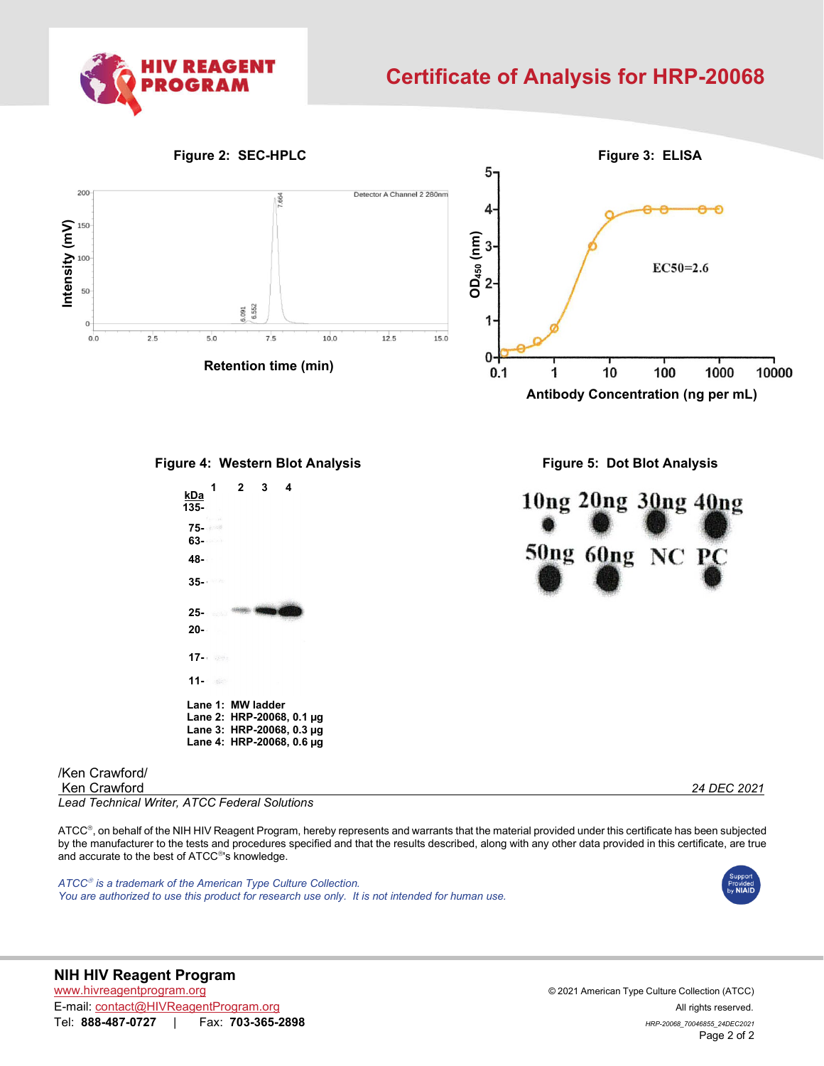# Certificate of Analysis for HRP-20068

**Figure 2: SEC-HPLC**

Detector A Channel 2 280nm

Intensity (mV)

200
150
100
50
0

0.0 2.5 5.0 7.5 10.0 12.5 15.0

6.091
6.552
7.664

**Retention time (min)**

**Figure 3: ELISA**

$OD_{450}$ (nm)

5
4
3
2
1
0

0.1 1 10 100 1000 10000

EC50=2.6

**Antibody Concentration (ng per mL)**

**Figure 4: Western Blot Analysis**

1 2 3 4

kDa
135-
75-
63-
48-
35-
25-
20-
17-
11-

**Lane 1: MW ladder**
**Lane 2: HRP-20068, 0.1 µg**
**Lane 3: HRP-20068, 0.3 µg**
**Lane 4: HRP-20068, 0.6 µg**

**Figure 5: Dot Blot Analysis**

10ng 20ng 30ng 40ng
50ng 60ng NC PC

/Ken Crawford/
Ken Crawford
*Lead Technical Writer, ATCC Federal Solutions*

*24 DEC 2021*

ATCC®, on behalf of the NIH HIV Reagent Program, hereby represents and warrants that the material provided under this certificate has been subjected by the manufacturer to the tests and procedures specified and that the results described, along with any other data provided in this certificate, are true and accurate to the best of ATCC®'s knowledge.

*ATCC® is a trademark of the American Type Culture Collection.*
*You are authorized to use this product for research use only. It is not intended for human use.*

Support Provided by NIAID

**NIH HIV Reagent Program**
www.hivreagentprogram.org
E-mail: contact@HIVReagentProgram.org
Tel: **888-487-0727** | Fax: **703-365-2898**

© 2021 American Type Culture Collection (ATCC)
All rights reserved.
*HRP-20068_70046855_24DEC2021*